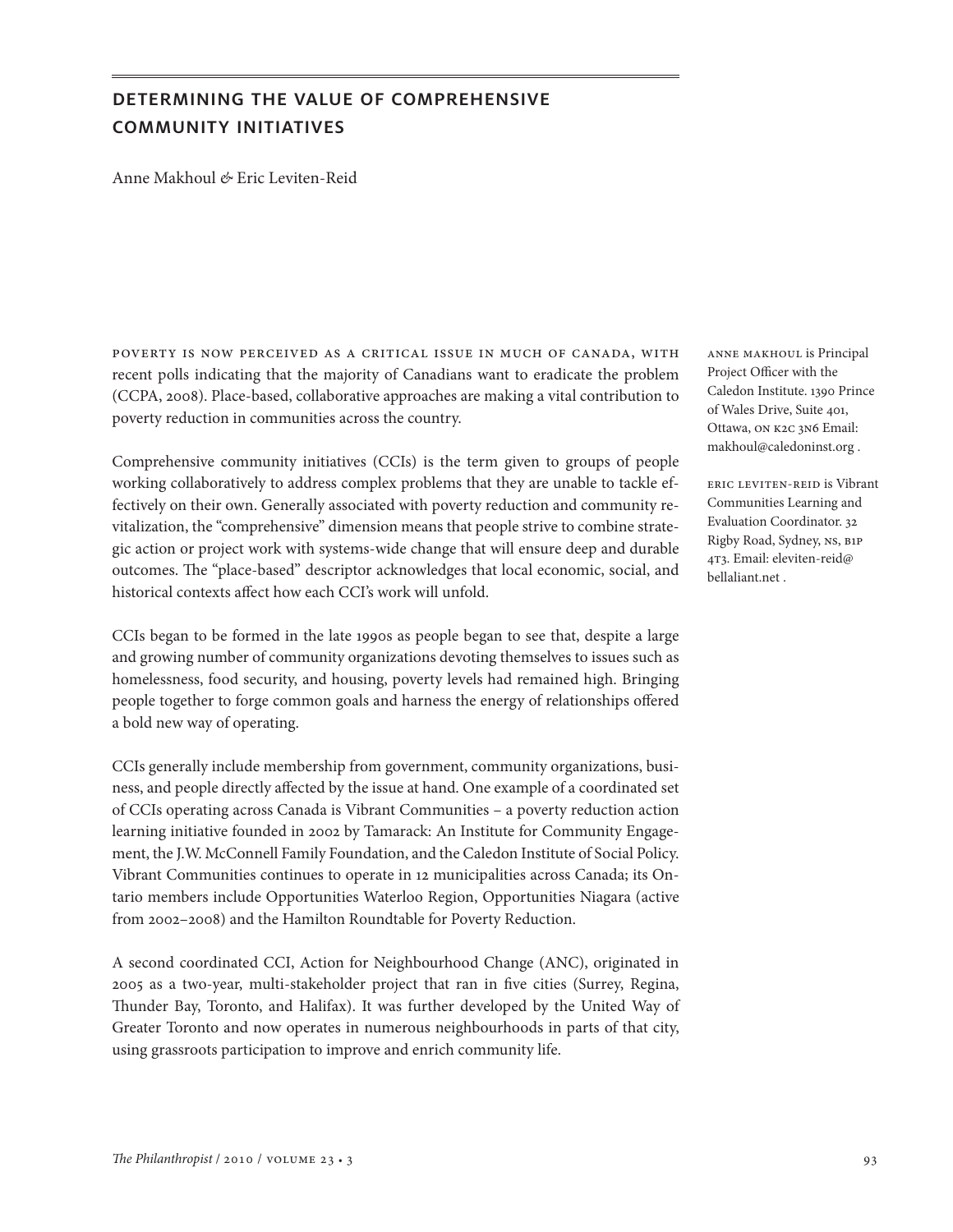# DETERMINING THE VALUE OF COMPREHENSIVE COMMUNITY INITIATIVES

Anne Makhoul & Eric Leviten-Reid

ANNE MAKHOUL is Principal Project Officer with the Caledon Institute. 1390 Prince of Wales Drive, Suite 401, Ottawa, ON K2C 3N6 Email: makhoul@caledoninst.org .

ERIC LEVITEN-REID is Vibrant Communities Learning and Evaluation Coordinator. 32 Rigby Road, Sydney, NS, B1P 4T3. Email: eleviten-reid@bellaliant.net .

POVERTY IS NOW PERCEIVED AS A CRITICAL ISSUE IN MUCH OF CANADA, WITH recent polls indicating that the majority of Canadians want to eradicate the problem (CCPA, 2008). Place-based, collaborative approaches are making a vital contribution to poverty reduction in communities across the country.

Comprehensive community initiatives (CCIs) is the term given to groups of people working collaboratively to address complex problems that they are unable to tackle effectively on their own. Generally associated with poverty reduction and community revitalization, the "comprehensive" dimension means that people strive to combine strategic action or project work with systems-wide change that will ensure deep and durable outcomes. The "place-based" descriptor acknowledges that local economic, social, and historical contexts affect how each CCI's work will unfold.

CCIs began to be formed in the late 1990s as people began to see that, despite a large and growing number of community organizations devoting themselves to issues such as homelessness, food security, and housing, poverty levels had remained high. Bringing people together to forge common goals and harness the energy of relationships offered a bold new way of operating.

CCIs generally include membership from government, community organizations, business, and people directly affected by the issue at hand. One example of a coordinated set of CCIs operating across Canada is Vibrant Communities – a poverty reduction action learning initiative founded in 2002 by Tamarack: An Institute for Community Engagement, the J.W. McConnell Family Foundation, and the Caledon Institute of Social Policy. Vibrant Communities continues to operate in 12 municipalities across Canada; its Ontario members include Opportunities Waterloo Region, Opportunities Niagara (active from 2002–2008) and the Hamilton Roundtable for Poverty Reduction.

A second coordinated CCI, Action for Neighbourhood Change (ANC), originated in 2005 as a two-year, multi-stakeholder project that ran in five cities (Surrey, Regina, Thunder Bay, Toronto, and Halifax). It was further developed by the United Way of Greater Toronto and now operates in numerous neighbourhoods in parts of that city, using grassroots participation to improve and enrich community life.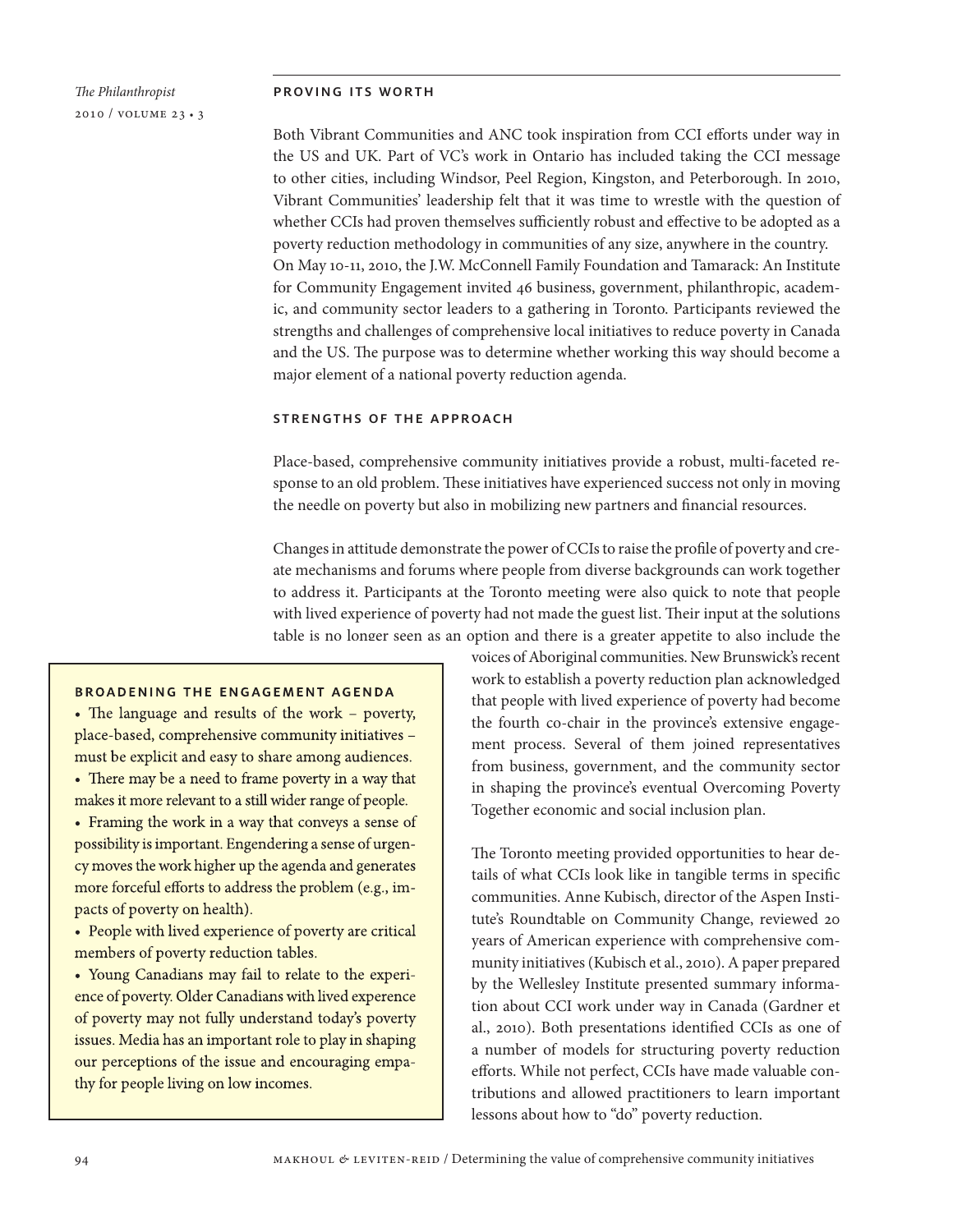## PROVING ITS WORTH

Both Vibrant Communities and ANC took inspiration from CCI efforts under way in the US and UK. Part of VC's work in Ontario has included taking the CCI message to other cities, including Windsor, Peel Region, Kingston, and Peterborough. In 2010, Vibrant Communities' leadership felt that it was time to wrestle with the question of whether CCIs had proven themselves sufficiently robust and effective to be adopted as a poverty reduction methodology in communities of any size, anywhere in the country. On May 10-11, 2010, the J.W. McConnell Family Foundation and Tamarack: An Institute for Community Engagement invited 46 business, government, philanthropic, academic, and community sector leaders to a gathering in Toronto. Participants reviewed the strengths and challenges of comprehensive local initiatives to reduce poverty in Canada and the US. The purpose was to determine whether working this way should become a major element of a national poverty reduction agenda.

## STRENGTHS OF THE APPROACH

Place-based, comprehensive community initiatives provide a robust, multi-faceted response to an old problem. These initiatives have experienced success not only in moving the needle on poverty but also in mobilizing new partners and financial resources.

Changes in attitude demonstrate the power of CCIs to raise the profile of poverty and create mechanisms and forums where people from diverse backgrounds can work together to address it. Participants at the Toronto meeting were also quick to note that people with lived experience of poverty had not made the guest list. Their input at the solutions table is no longer seen as an option and there is a greater appetite to also include the voices of Aboriginal communities. New Brunswick's recent work to establish a poverty reduction plan acknowledged that people with lived experience of poverty had become the fourth co-chair in the province's extensive engagement process. Several of them joined representatives from business, government, and the community sector in shaping the province's eventual Overcoming Poverty Together economic and social inclusion plan.

The Toronto meeting provided opportunities to hear details of what CCIs look like in tangible terms in specific communities. Anne Kubisch, director of the Aspen Institute's Roundtable on Community Change, reviewed 20 years of American experience with comprehensive community initiatives (Kubisch et al., 2010). A paper prepared by the Wellesley Institute presented summary information about CCI work under way in Canada (Gardner et al., 2010). Both presentations identified CCIs as one of a number of models for structuring poverty reduction efforts. While not perfect, CCIs have made valuable contributions and allowed practitioners to learn important lessons about how to "do" poverty reduction.

### BROADENING THE ENGAGEMENT AGENDA

- The language and results of the work – poverty, place-based, comprehensive community initiatives – must be explicit and easy to share among audiences.
- There may be a need to frame poverty in a way that makes it more relevant to a still wider range of people.
- Framing the work in a way that conveys a sense of possibility is important. Engendering a sense of urgency moves the work higher up the agenda and generates more forceful efforts to address the problem (e.g., impacts of poverty on health).
- People with lived experience of poverty are critical members of poverty reduction tables.
- Young Canadians may fail to relate to the experience of poverty. Older Canadians with lived experence of poverty may not fully understand today's poverty issues. Media has an important role to play in shaping our perceptions of the issue and encouraging empathy for people living on low incomes.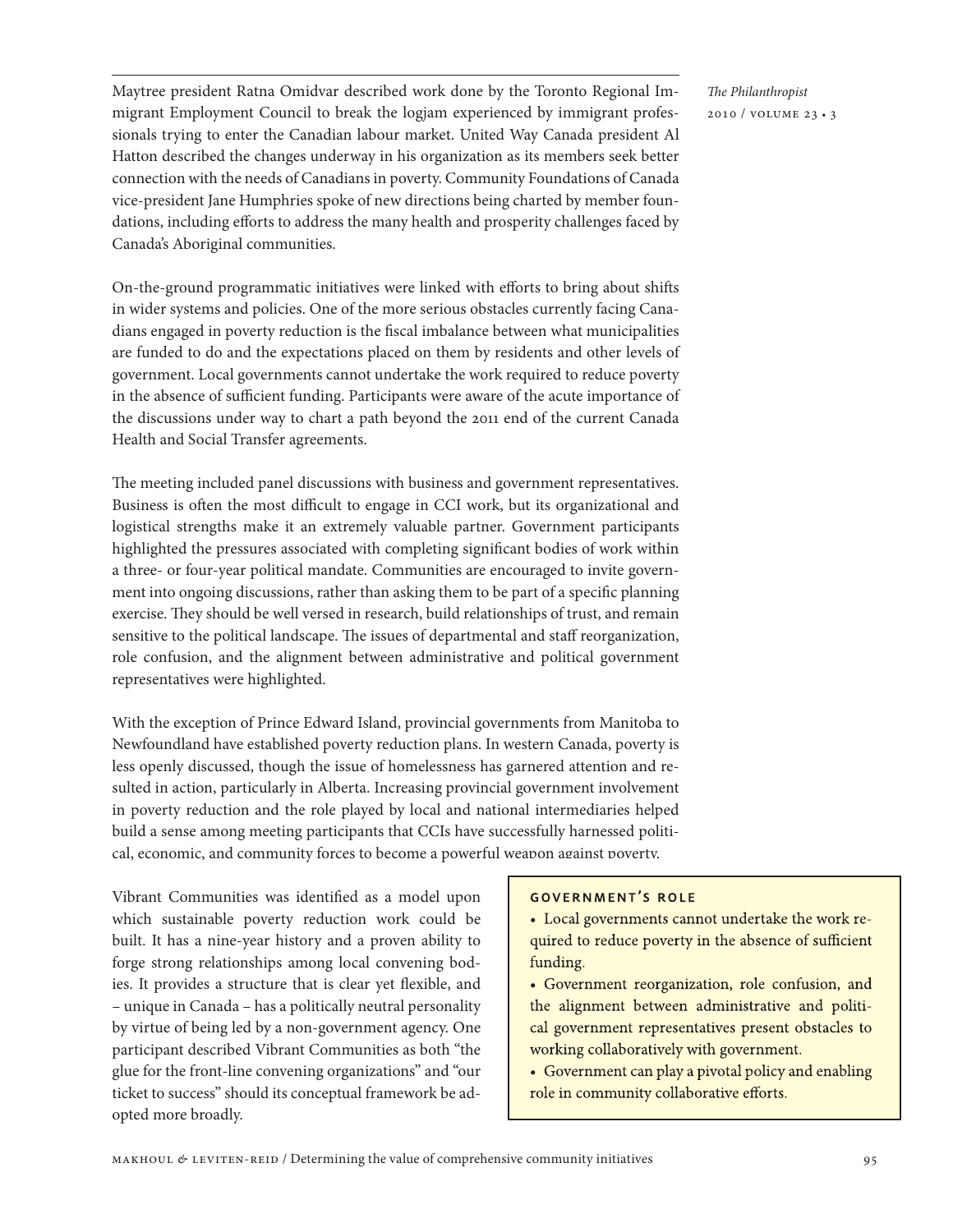Maytree president Ratna Omidvar described work done by the Toronto Regional Immigrant Employment Council to break the logjam experienced by immigrant professionals trying to enter the Canadian labour market. United Way Canada president Al Hatton described the changes underway in his organization as its members seek better connection with the needs of Canadians in poverty. Community Foundations of Canada vice-president Jane Humphries spoke of new directions being charted by member foundations, including efforts to address the many health and prosperity challenges faced by Canada's Aboriginal communities.

On-the-ground programmatic initiatives were linked with efforts to bring about shifts in wider systems and policies. One of the more serious obstacles currently facing Canadians engaged in poverty reduction is the fiscal imbalance between what municipalities are funded to do and the expectations placed on them by residents and other levels of government. Local governments cannot undertake the work required to reduce poverty in the absence of sufficient funding. Participants were aware of the acute importance of the discussions under way to chart a path beyond the 2011 end of the current Canada Health and Social Transfer agreements.

The meeting included panel discussions with business and government representatives. Business is often the most difficult to engage in CCI work, but its organizational and logistical strengths make it an extremely valuable partner. Government participants highlighted the pressures associated with completing significant bodies of work within a three- or four-year political mandate. Communities are encouraged to invite government into ongoing discussions, rather than asking them to be part of a specific planning exercise. They should be well versed in research, build relationships of trust, and remain sensitive to the political landscape. The issues of departmental and staff reorganization, role confusion, and the alignment between administrative and political government representatives were highlighted.

With the exception of Prince Edward Island, provincial governments from Manitoba to Newfoundland have established poverty reduction plans. In western Canada, poverty is less openly discussed, though the issue of homelessness has garnered attention and resulted in action, particularly in Alberta. Increasing provincial government involvement in poverty reduction and the role played by local and national intermediaries helped build a sense among meeting participants that CCIs have successfully harnessed political, economic, and community forces to become a powerful weapon against poverty.

Vibrant Communities was identified as a model upon which sustainable poverty reduction work could be built. It has a nine-year history and a proven ability to forge strong relationships among local convening bodies. It provides a structure that is clear yet flexible, and – unique in Canada – has a politically neutral personality by virtue of being led by a non-government agency. One participant described Vibrant Communities as both "the glue for the front-line convening organizations" and "our ticket to success" should its conceptual framework be adopted more broadly.

**GOVERNMENT'S ROLE**

- Local governments cannot undertake the work required to reduce poverty in the absence of sufficient funding.
- Government reorganization, role confusion, and the alignment between administrative and political government representatives present obstacles to working collaboratively with government.
- Government can play a pivotal policy and enabling role in community collaborative efforts.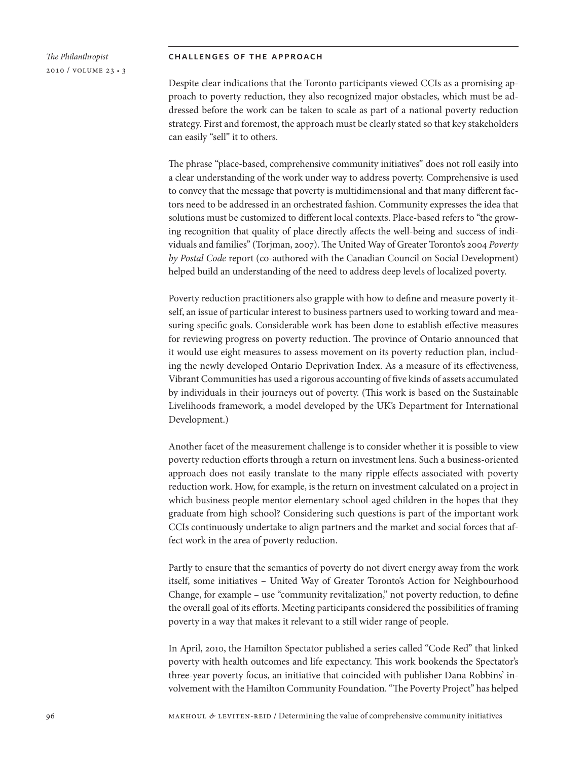## Challenges of the approach

Despite clear indications that the Toronto participants viewed CCIs as a promising approach to poverty reduction, they also recognized major obstacles, which must be addressed before the work can be taken to scale as part of a national poverty reduction strategy. First and foremost, the approach must be clearly stated so that key stakeholders can easily "sell" it to others.

The phrase "place-based, comprehensive community initiatives" does not roll easily into a clear understanding of the work under way to address poverty. Comprehensive is used to convey that the message that poverty is multidimensional and that many different factors need to be addressed in an orchestrated fashion. Community expresses the idea that solutions must be customized to different local contexts. Place-based refers to "the growing recognition that quality of place directly affects the well-being and success of individuals and families" (Torjman, 2007). The United Way of Greater Toronto's 2004 *Poverty by Postal Code* report (co-authored with the Canadian Council on Social Development) helped build an understanding of the need to address deep levels of localized poverty.

Poverty reduction practitioners also grapple with how to define and measure poverty itself, an issue of particular interest to business partners used to working toward and measuring specific goals. Considerable work has been done to establish effective measures for reviewing progress on poverty reduction. The province of Ontario announced that it would use eight measures to assess movement on its poverty reduction plan, including the newly developed Ontario Deprivation Index. As a measure of its effectiveness, Vibrant Communities has used a rigorous accounting of five kinds of assets accumulated by individuals in their journeys out of poverty. (This work is based on the Sustainable Livelihoods framework, a model developed by the UK's Department for International Development.)

Another facet of the measurement challenge is to consider whether it is possible to view poverty reduction efforts through a return on investment lens. Such a business-oriented approach does not easily translate to the many ripple effects associated with poverty reduction work. How, for example, is the return on investment calculated on a project in which business people mentor elementary school-aged children in the hopes that they graduate from high school? Considering such questions is part of the important work CCIs continuously undertake to align partners and the market and social forces that affect work in the area of poverty reduction.

Partly to ensure that the semantics of poverty do not divert energy away from the work itself, some initiatives – United Way of Greater Toronto's Action for Neighbourhood Change, for example – use "community revitalization," not poverty reduction, to define the overall goal of its efforts. Meeting participants considered the possibilities of framing poverty in a way that makes it relevant to a still wider range of people.

In April, 2010, the Hamilton Spectator published a series called "Code Red" that linked poverty with health outcomes and life expectancy. This work bookends the Spectator's three-year poverty focus, an initiative that coincided with publisher Dana Robbins' involvement with the Hamilton Community Foundation. "The Poverty Project" has helped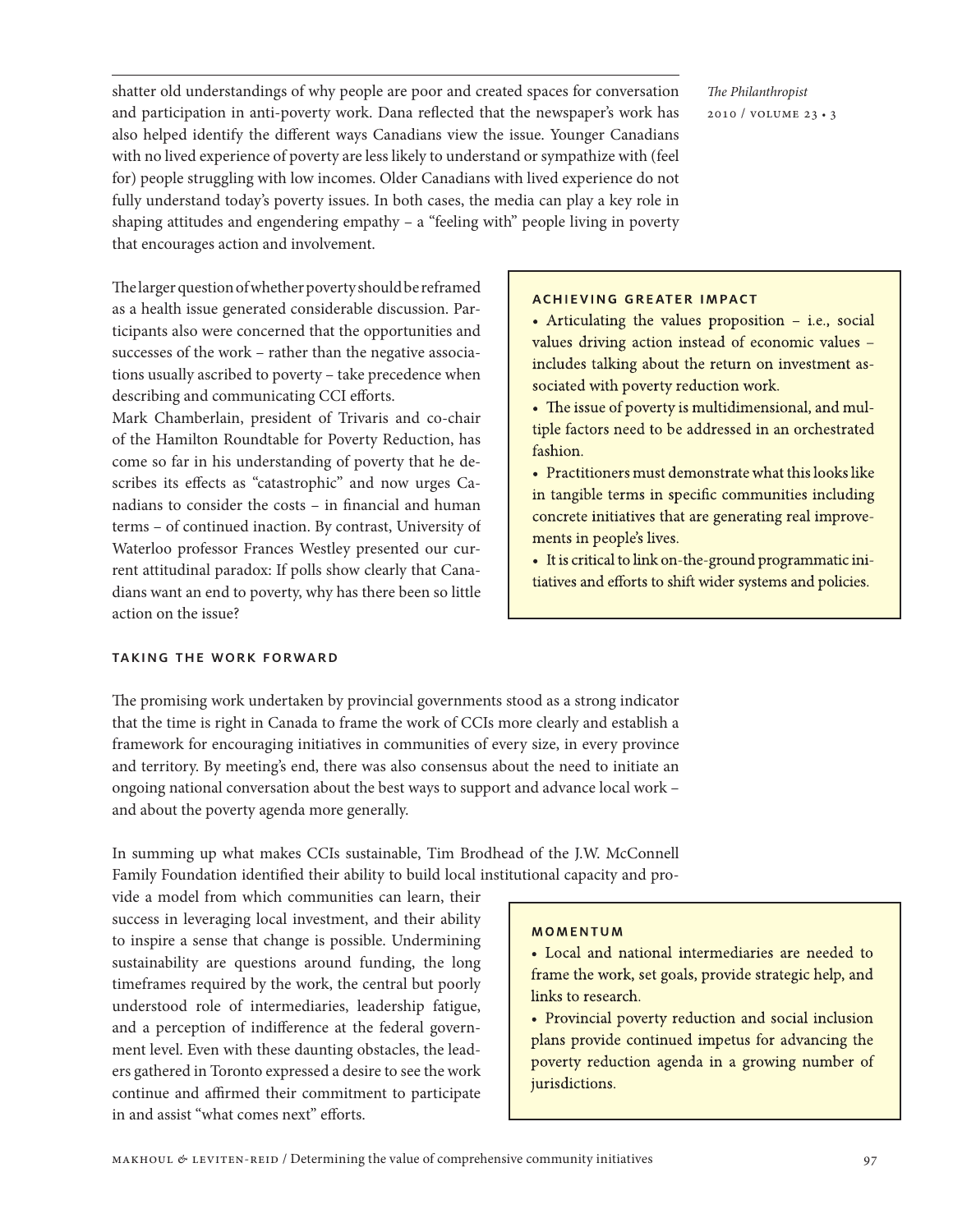shatter old understandings of why people are poor and created spaces for conversation and participation in anti-poverty work. Dana reflected that the newspaper's work has also helped identify the different ways Canadians view the issue. Younger Canadians with no lived experience of poverty are less likely to understand or sympathize with (feel for) people struggling with low incomes. Older Canadians with lived experience do not fully understand today's poverty issues. In both cases, the media can play a key role in shaping attitudes and engendering empathy – a "feeling with" people living in poverty that encourages action and involvement.

The larger question of whether poverty should be reframed as a health issue generated considerable discussion. Participants also were concerned that the opportunities and successes of the work – rather than the negative associations usually ascribed to poverty – take precedence when describing and communicating CCI efforts.

Mark Chamberlain, president of Trivaris and co-chair of the Hamilton Roundtable for Poverty Reduction, has come so far in his understanding of poverty that he describes its effects as "catastrophic" and now urges Canadians to consider the costs – in financial and human terms – of continued inaction. By contrast, University of Waterloo professor Frances Westley presented our current attitudinal paradox: If polls show clearly that Canadians want an end to poverty, why has there been so little action on the issue?

> **ACHIEVING GREATER IMPACT**
>
> - Articulating the values proposition – i.e., social values driving action instead of economic values – includes talking about the return on investment associated with poverty reduction work.
> - The issue of poverty is multidimensional, and multiple factors need to be addressed in an orchestrated fashion.
> - Practitioners must demonstrate what this looks like in tangible terms in specific communities including concrete initiatives that are generating real improvements in people's lives.
> - It is critical to link on-the-ground programmatic initiatives and efforts to shift wider systems and policies.

## TAKING THE WORK FORWARD

The promising work undertaken by provincial governments stood as a strong indicator that the time is right in Canada to frame the work of CCIs more clearly and establish a framework for encouraging initiatives in communities of every size, in every province and territory. By meeting's end, there was also consensus about the need to initiate an ongoing national conversation about the best ways to support and advance local work – and about the poverty agenda more generally.

In summing up what makes CCIs sustainable, Tim Brodhead of the J.W. McConnell Family Foundation identified their ability to build local institutional capacity and provide a model from which communities can learn, their success in leveraging local investment, and their ability to inspire a sense that change is possible. Undermining sustainability are questions around funding, the long timeframes required by the work, the central but poorly understood role of intermediaries, leadership fatigue, and a perception of indifference at the federal government level. Even with these daunting obstacles, the leaders gathered in Toronto expressed a desire to see the work continue and affirmed their commitment to participate in and assist "what comes next" efforts.

> **MOMENTUM**
>
> - Local and national intermediaries are needed to frame the work, set goals, provide strategic help, and links to research.
> - Provincial poverty reduction and social inclusion plans provide continued impetus for advancing the poverty reduction agenda in a growing number of jurisdictions.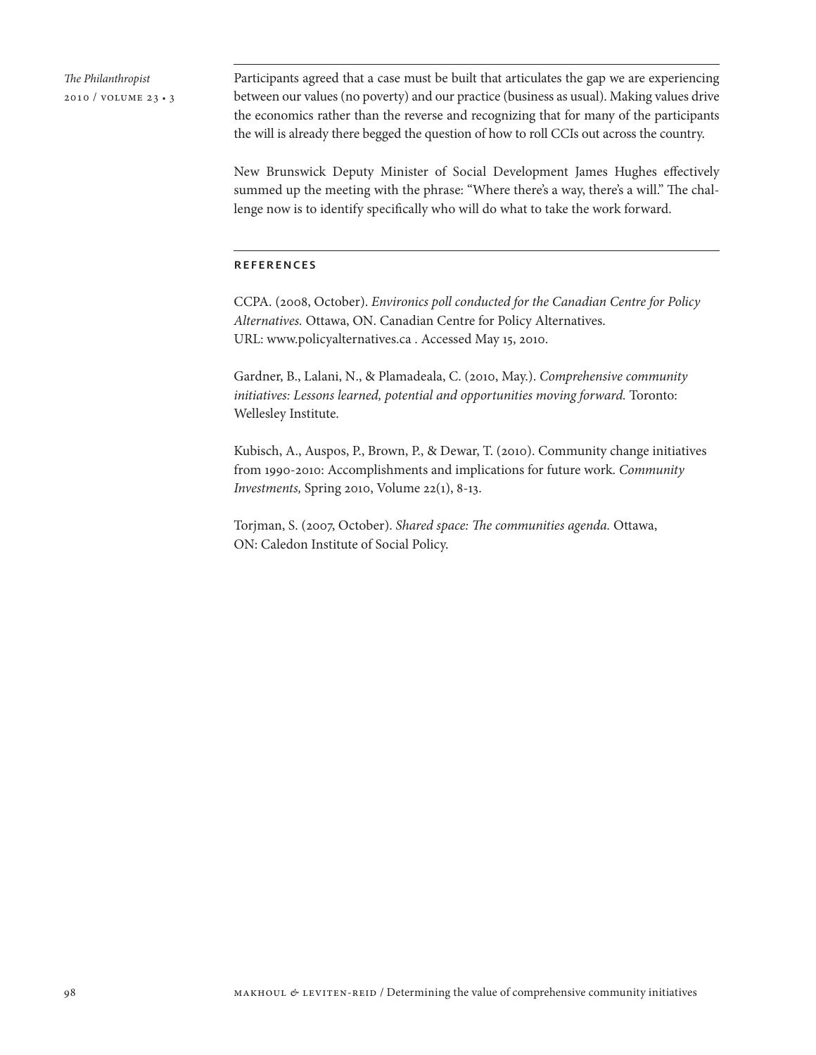Participants agreed that a case must be built that articulates the gap we are experiencing between our values (no poverty) and our practice (business as usual). Making values drive the economics rather than the reverse and recognizing that for many of the participants the will is already there begged the question of how to roll CCIs out across the country.

New Brunswick Deputy Minister of Social Development James Hughes effectively summed up the meeting with the phrase: "Where there's a way, there's a will." The challenge now is to identify specifically who will do what to take the work forward.

## REFERENCES

CCPA. (2008, October). *Environics poll conducted for the Canadian Centre for Policy Alternatives.* Ottawa, ON. Canadian Centre for Policy Alternatives. URL: www.policyalternatives.ca . Accessed May 15, 2010.

Gardner, B., Lalani, N., & Plamadeala, C. (2010, May.). *Comprehensive community initiatives: Lessons learned, potential and opportunities moving forward.* Toronto: Wellesley Institute.

Kubisch, A., Auspos, P., Brown, P., & Dewar, T. (2010). Community change initiatives from 1990-2010: Accomplishments and implications for future work. *Community Investments,* Spring 2010, Volume 22(1), 8-13.

Torjman, S. (2007, October). *Shared space: The communities agenda.* Ottawa, ON: Caledon Institute of Social Policy.